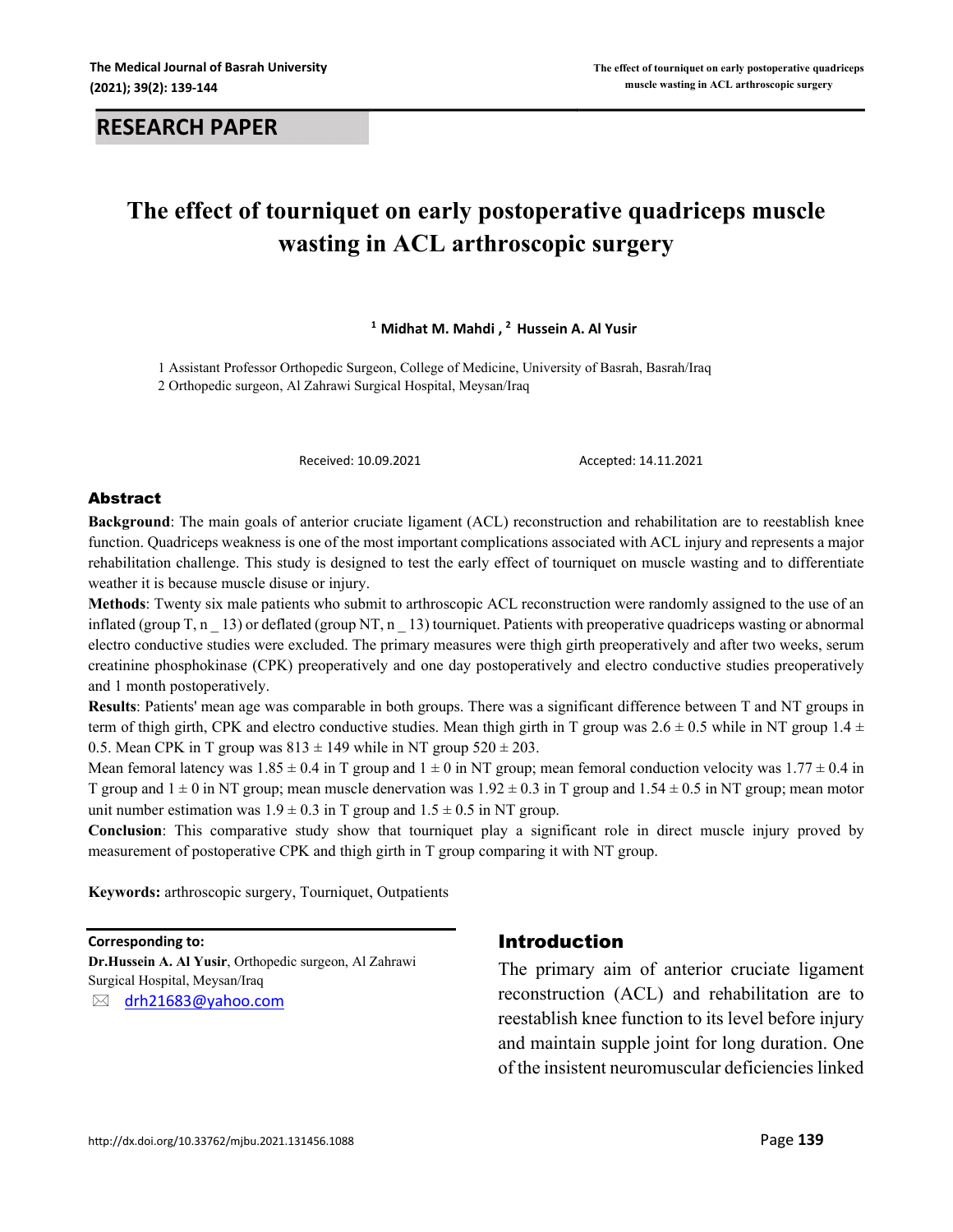## RESEARCH PAPER

# The effect of tourniquet on early postoperative quadriceps muscle wasting in ACL arthroscopic surgery

[1] Midhat M. Mahdi , [2] Hussein A. Al Yusir

1 Assistant Professor Orthopedic Surgeon, College of Medicine, University of Basrah, Basrah/Iraq
2 Orthopedic surgeon, Al Zahrawi Surgical Hospital, Meysan/Iraq

Received: 10.09.2021 Accepted: 14.11.2021

### Abstract

**Background**: The main goals of anterior cruciate ligament (ACL) reconstruction and rehabilitation are to reestablish knee function. Quadriceps weakness is one of the most important complications associated with ACL injury and represents a major rehabilitation challenge. This study is designed to test the early effect of tourniquet on muscle wasting and to differentiate weather it is because muscle disuse or injury.

**Methods**: Twenty six male patients who submit to arthroscopic ACL reconstruction were randomly assigned to the use of an inflated (group T, n _ 13) or deflated (group NT, n _ 13) tourniquet. Patients with preoperative quadriceps wasting or abnormal electro conductive studies were excluded. The primary measures were thigh girth preoperatively and after two weeks, serum creatinine phosphokinase (CPK) preoperatively and one day postoperatively and electro conductive studies preoperatively and 1 month postoperatively.

**Results**: Patients' mean age was comparable in both groups. There was a significant difference between T and NT groups in term of thigh girth, CPK and electro conductive studies. Mean thigh girth in T group was 2.6 ± 0.5 while in NT group 1.4 ± 0.5. Mean CPK in T group was 813 ± 149 while in NT group 520 ± 203.

Mean femoral latency was 1.85 ± 0.4 in T group and 1 ± 0 in NT group; mean femoral conduction velocity was 1.77 ± 0.4 in T group and 1 ± 0 in NT group; mean muscle denervation was 1.92 ± 0.3 in T group and 1.54 ± 0.5 in NT group; mean motor unit number estimation was 1.9 ± 0.3 in T group and 1.5 ± 0.5 in NT group.

**Conclusion**: This comparative study show that tourniquet play a significant role in direct muscle injury proved by measurement of postoperative CPK and thigh girth in T group comparing it with NT group.

**Keywords:** arthroscopic surgery, Tourniquet, Outpatients

**Corresponding to:**
**Dr.Hussein A. Al Yusir**, Orthopedic surgeon, Al Zahrawi Surgical Hospital, Meysan/Iraq
drh21683@yahoo.com

### Introduction

The primary aim of anterior cruciate ligament reconstruction (ACL) and rehabilitation are to reestablish knee function to its level before injury and maintain supple joint for long duration. One of the insistent neuromuscular deficiencies linked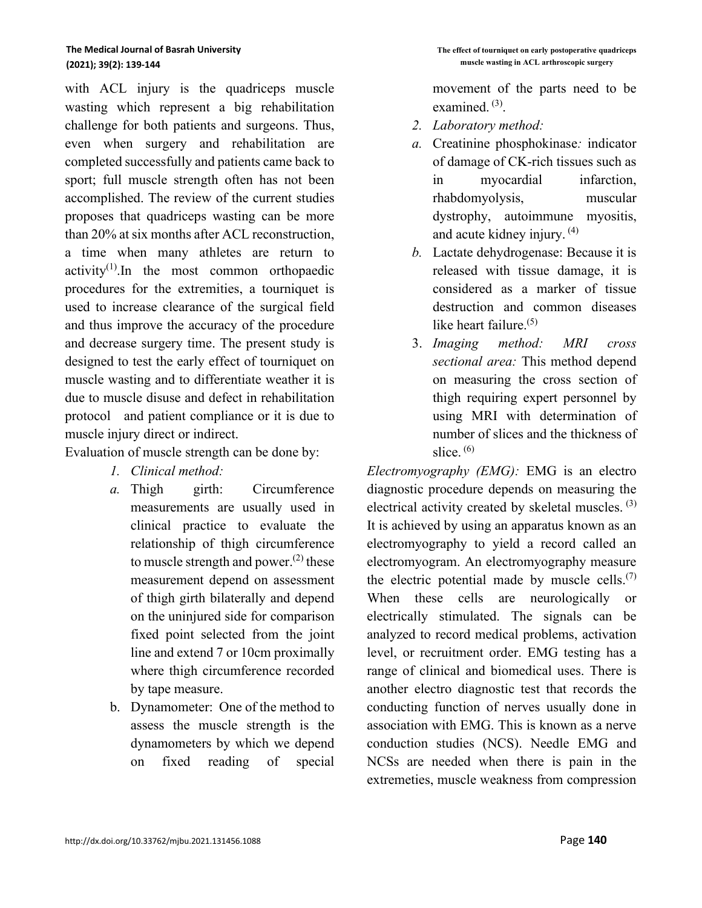with ACL injury is the quadriceps muscle wasting which represent a big rehabilitation challenge for both patients and surgeons. Thus, even when surgery and rehabilitation are completed successfully and patients came back to sport; full muscle strength often has not been accomplished. The review of the current studies proposes that quadriceps wasting can be more than 20% at six months after ACL reconstruction, a time when many athletes are return to activity[1].In the most common orthopaedic procedures for the extremities, a tourniquet is used to increase clearance of the surgical field and thus improve the accuracy of the procedure and decrease surgery time. The present study is designed to test the early effect of tourniquet on muscle wasting and to differentiate weather it is due to muscle disuse and defect in rehabilitation protocol and patient compliance or it is due to muscle injury direct or indirect.

Evaluation of muscle strength can be done by:

1. *Clinical method:*
   a. Thigh girth: Circumference measurements are usually used in clinical practice to evaluate the relationship of thigh circumference to muscle strength and power.[2] these measurement depend on assessment of thigh girth bilaterally and depend on the uninjured side for comparison fixed point selected from the joint line and extend 7 or 10cm proximally where thigh circumference recorded by tape measure.
   b. Dynamometer: One of the method to assess the muscle strength is the dynamometers by which we depend on fixed reading of special movement of the parts need to be examined. [3].
2. *Laboratory method:*
   a. Creatinine phosphokinase*:* indicator of damage of CK-rich tissues such as in myocardial infarction, rhabdomyolysis, muscular dystrophy, autoimmune myositis, and acute kidney injury. [4]
   b. Lactate dehydrogenase: Because it is released with tissue damage, it is considered as a marker of tissue destruction and common diseases like heart failure.[5]
3. *Imaging method: MRI cross sectional area:* This method depend on measuring the cross section of thigh requiring expert personnel by using MRI with determination of number of slices and the thickness of slice. [6]

*Electromyography (EMG):* EMG is an electro diagnostic procedure depends on measuring the electrical activity created by skeletal muscles. [3] It is achieved by using an apparatus known as an electromyography to yield a record called an electromyogram. An electromyography measure the electric potential made by muscle cells.[7] When these cells are neurologically or electrically stimulated. The signals can be analyzed to record medical problems, activation level, or recruitment order. EMG testing has a range of clinical and biomedical uses. There is another electro diagnostic test that records the conducting function of nerves usually done in association with EMG. This is known as a nerve conduction studies (NCS). Needle EMG and NCSs are needed when there is pain in the extremeties, muscle weakness from compression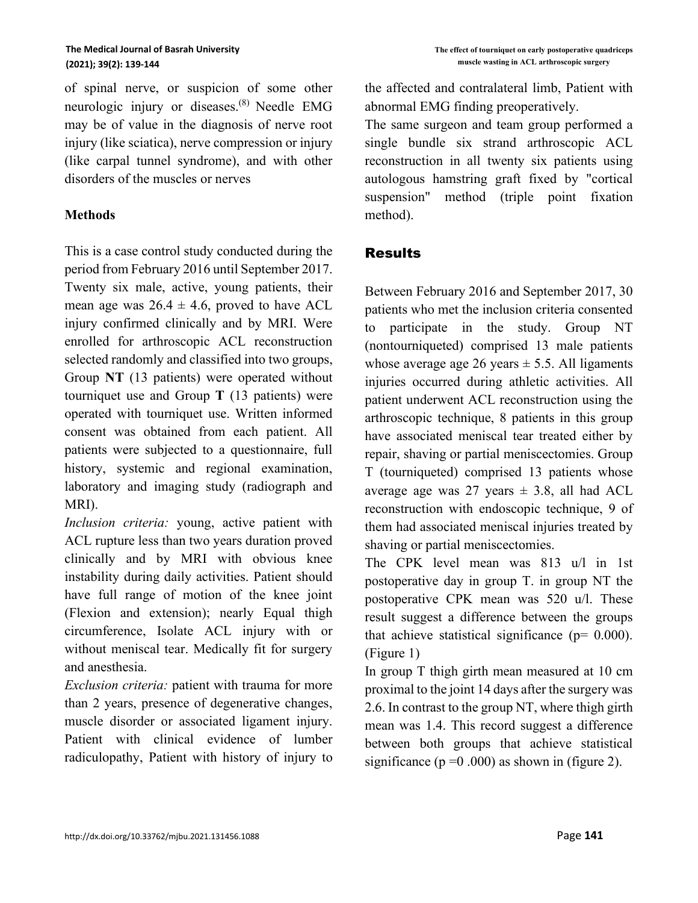of spinal nerve, or suspicion of some other neurologic injury or diseases.[8] Needle EMG may be of value in the diagnosis of nerve root injury (like sciatica), nerve compression or injury (like carpal tunnel syndrome), and with other disorders of the muscles or nerves

## Methods

This is a case control study conducted during the period from February 2016 until September 2017. Twenty six male, active, young patients, their mean age was $26.4 \pm 4.6$, proved to have ACL injury confirmed clinically and by MRI. Were enrolled for arthroscopic ACL reconstruction selected randomly and classified into two groups, Group **NT** (13 patients) were operated without tourniquet use and Group **T** (13 patients) were operated with tourniquet use. Written informed consent was obtained from each patient. All patients were subjected to a questionnaire, full history, systemic and regional examination, laboratory and imaging study (radiograph and MRI).

*Inclusion criteria:* young, active patient with ACL rupture less than two years duration proved clinically and by MRI with obvious knee instability during daily activities. Patient should have full range of motion of the knee joint (Flexion and extension); nearly Equal thigh circumference, Isolate ACL injury with or without meniscal tear. Medically fit for surgery and anesthesia.

*Exclusion criteria:* patient with trauma for more than 2 years, presence of degenerative changes, muscle disorder or associated ligament injury. Patient with clinical evidence of lumber radiculopathy, Patient with history of injury to the affected and contralateral limb, Patient with abnormal EMG finding preoperatively.

The same surgeon and team group performed a single bundle six strand arthroscopic ACL reconstruction in all twenty six patients using autologous hamstring graft fixed by "cortical suspension" method (triple point fixation method).

## Results

Between February 2016 and September 2017, 30 patients who met the inclusion criteria consented to participate in the study. Group NT (nontourniqueted) comprised 13 male patients whose average age 26 years $\pm$ 5.5. All ligaments injuries occurred during athletic activities. All patient underwent ACL reconstruction using the arthroscopic technique, 8 patients in this group have associated meniscal tear treated either by repair, shaving or partial meniscectomies. Group T (tourniqueted) comprised 13 patients whose average age was 27 years $\pm$ 3.8, all had ACL reconstruction with endoscopic technique, 9 of them had associated meniscal injuries treated by shaving or partial meniscectomies.

The CPK level mean was 813 u/l in 1st postoperative day in group T. in group NT the postoperative CPK mean was 520 u/l. These result suggest a difference between the groups that achieve statistical significance (p= 0.000). (Figure 1)

In group T thigh girth mean measured at 10 cm proximal to the joint 14 days after the surgery was 2.6. In contrast to the group NT, where thigh girth mean was 1.4. This record suggest a difference between both groups that achieve statistical significance (p =0 .000) as shown in (figure 2).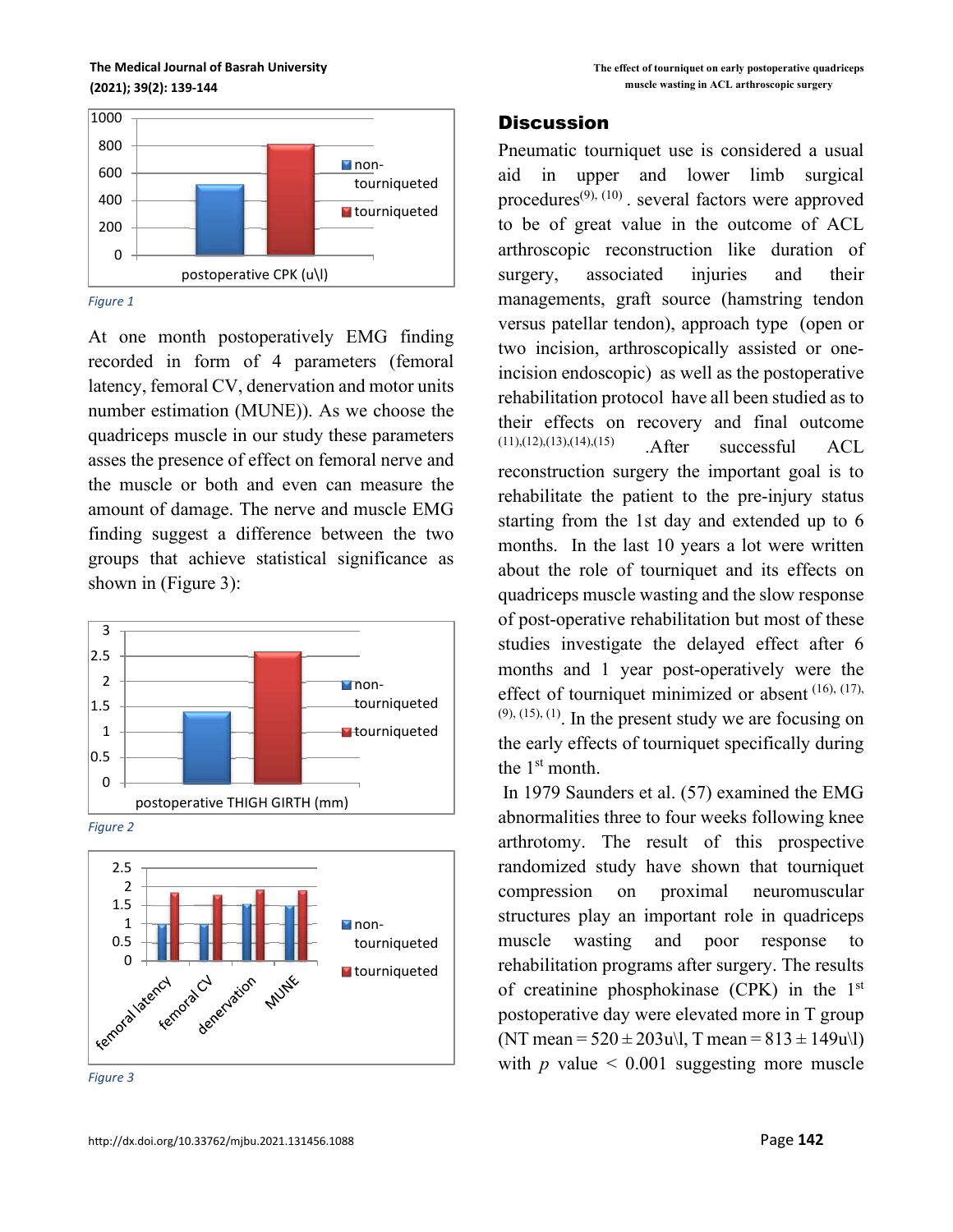Figure 1

At one month postoperatively EMG finding recorded in form of 4 parameters (femoral latency, femoral CV, denervation and motor units number estimation (MUNE)). As we choose the quadriceps muscle in our study these parameters asses the presence of effect on femoral nerve and the muscle or both and even can measure the amount of damage. The nerve and muscle EMG finding suggest a difference between the two groups that achieve statistical significance as shown in (Figure 3):

Figure 2

Figure 3

## Discussion

Pneumatic tourniquet use is considered a usual aid in upper and lower limb surgical procedures[9], [10] . several factors were approved to be of great value in the outcome of ACL arthroscopic reconstruction like duration of surgery, associated injuries and their managements, graft source (hamstring tendon versus patellar tendon), approach type (open or two incision, arthroscopically assisted or one-incision endoscopic) as well as the postoperative rehabilitation protocol have all been studied as to their effects on recovery and final outcome [11],[12],[13],[14],[15] .After successful ACL reconstruction surgery the important goal is to rehabilitate the patient to the pre-injury status starting from the 1st day and extended up to 6 months. In the last 10 years a lot were written about the role of tourniquet and its effects on quadriceps muscle wasting and the slow response of post-operative rehabilitation but most of these studies investigate the delayed effect after 6 months and 1 year post-operatively were the effect of tourniquet minimized or absent [16], [17], [9], [15], [1]. In the present study we are focusing on the early effects of tourniquet specifically during the 1st month.

In 1979 Saunders et al. (57) examined the EMG abnormalities three to four weeks following knee arthrotomy. The result of this prospective randomized study have shown that tourniquet compression on proximal neuromuscular structures play an important role in quadriceps muscle wasting and poor response to rehabilitation programs after surgery. The results of creatinine phosphokinase (CPK) in the 1st postoperative day were elevated more in T group (NT mean = 520 ± 203u\l, T mean = 813 ± 149u\l) with $p$ value < 0.001 suggesting more muscle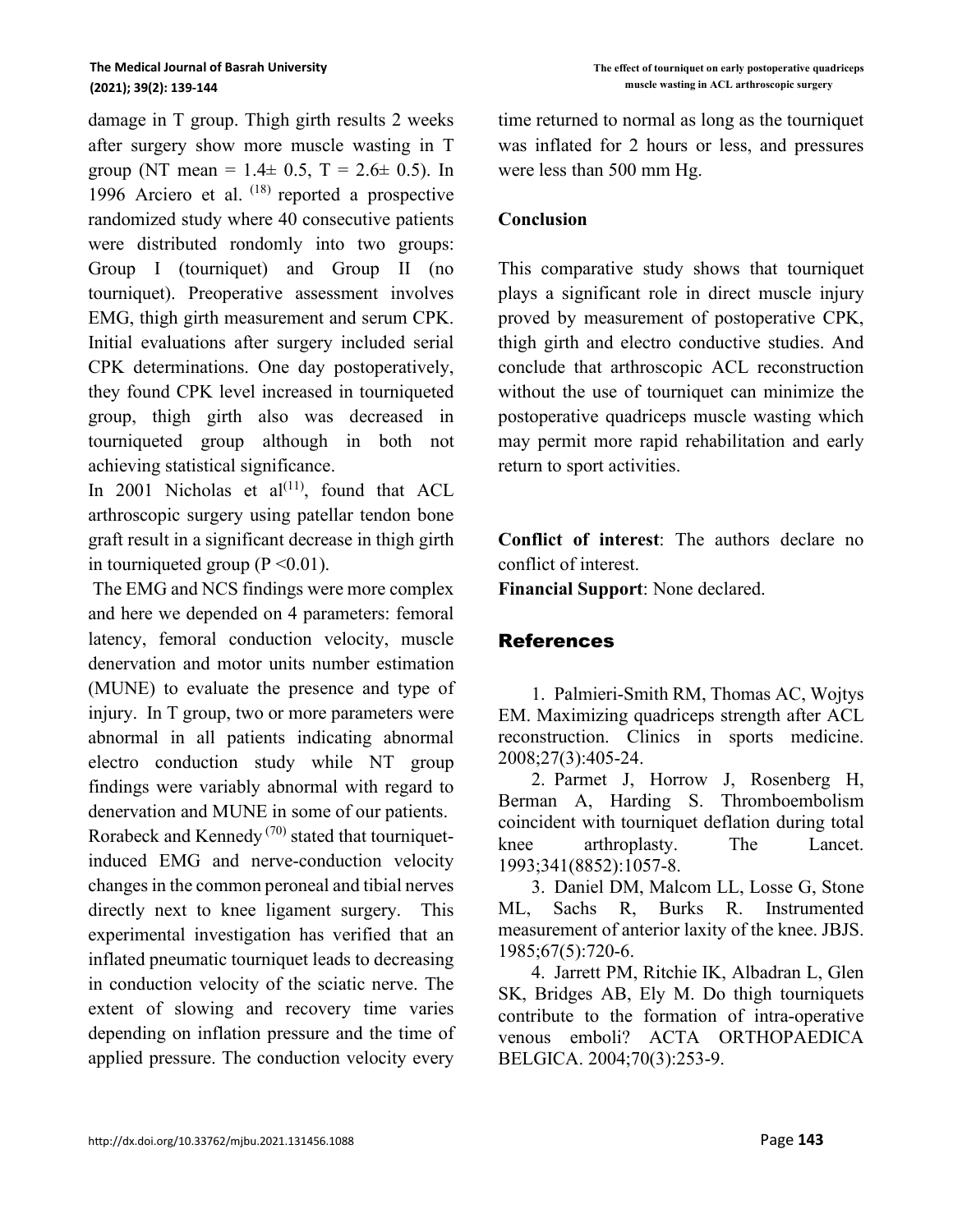damage in T group. Thigh girth results 2 weeks after surgery show more muscle wasting in T group (NT mean = 1.4± 0.5, T = 2.6± 0.5). In 1996 Arciero et al. [18] reported a prospective randomized study where 40 consecutive patients were distributed rondomly into two groups: Group I (tourniquet) and Group II (no tourniquet). Preoperative assessment involves EMG, thigh girth measurement and serum CPK. Initial evaluations after surgery included serial CPK determinations. One day postoperatively, they found CPK level increased in tourniqueted group, thigh girth also was decreased in tourniqueted group although in both not achieving statistical significance.

In 2001 Nicholas et al[11], found that ACL arthroscopic surgery using patellar tendon bone graft result in a significant decrease in thigh girth in tourniqueted group ($P < 0.01$).

The EMG and NCS findings were more complex and here we depended on 4 parameters: femoral latency, femoral conduction velocity, muscle denervation and motor units number estimation (MUNE) to evaluate the presence and type of injury. In T group, two or more parameters were abnormal in all patients indicating abnormal electro conduction study while NT group findings were variably abnormal with regard to denervation and MUNE in some of our patients.

Rorabeck and Kennedy [70] stated that tourniquet-induced EMG and nerve-conduction velocity changes in the common peroneal and tibial nerves directly next to knee ligament surgery. This experimental investigation has verified that an inflated pneumatic tourniquet leads to decreasing in conduction velocity of the sciatic nerve. The extent of slowing and recovery time varies depending on inflation pressure and the time of applied pressure. The conduction velocity every time returned to normal as long as the tourniquet was inflated for 2 hours or less, and pressures were less than 500 mm Hg.

**Conclusion**

This comparative study shows that tourniquet plays a significant role in direct muscle injury proved by measurement of postoperative CPK, thigh girth and electro conductive studies. And conclude that arthroscopic ACL reconstruction without the use of tourniquet can minimize the postoperative quadriceps muscle wasting which may permit more rapid rehabilitation and early return to sport activities.

**Conflict of interest**: The authors declare no conflict of interest.

**Financial Support**: None declared.

## References

1. Palmieri-Smith RM, Thomas AC, Wojtys EM. Maximizing quadriceps strength after ACL reconstruction. Clinics in sports medicine. 2008;27(3):405-24.
2. Parmet J, Horrow J, Rosenberg H, Berman A, Harding S. Thromboembolism coincident with tourniquet deflation during total knee arthroplasty. The Lancet. 1993;341(8852):1057-8.
3. Daniel DM, Malcom LL, Losse G, Stone ML, Sachs R, Burks R. Instrumented measurement of anterior laxity of the knee. JBJS. 1985;67(5):720-6.
4. Jarrett PM, Ritchie IK, Albadran L, Glen SK, Bridges AB, Ely M. Do thigh tourniquets contribute to the formation of intra-operative venous emboli? ACTA ORTHOPAEDICA BELGICA. 2004;70(3):253-9.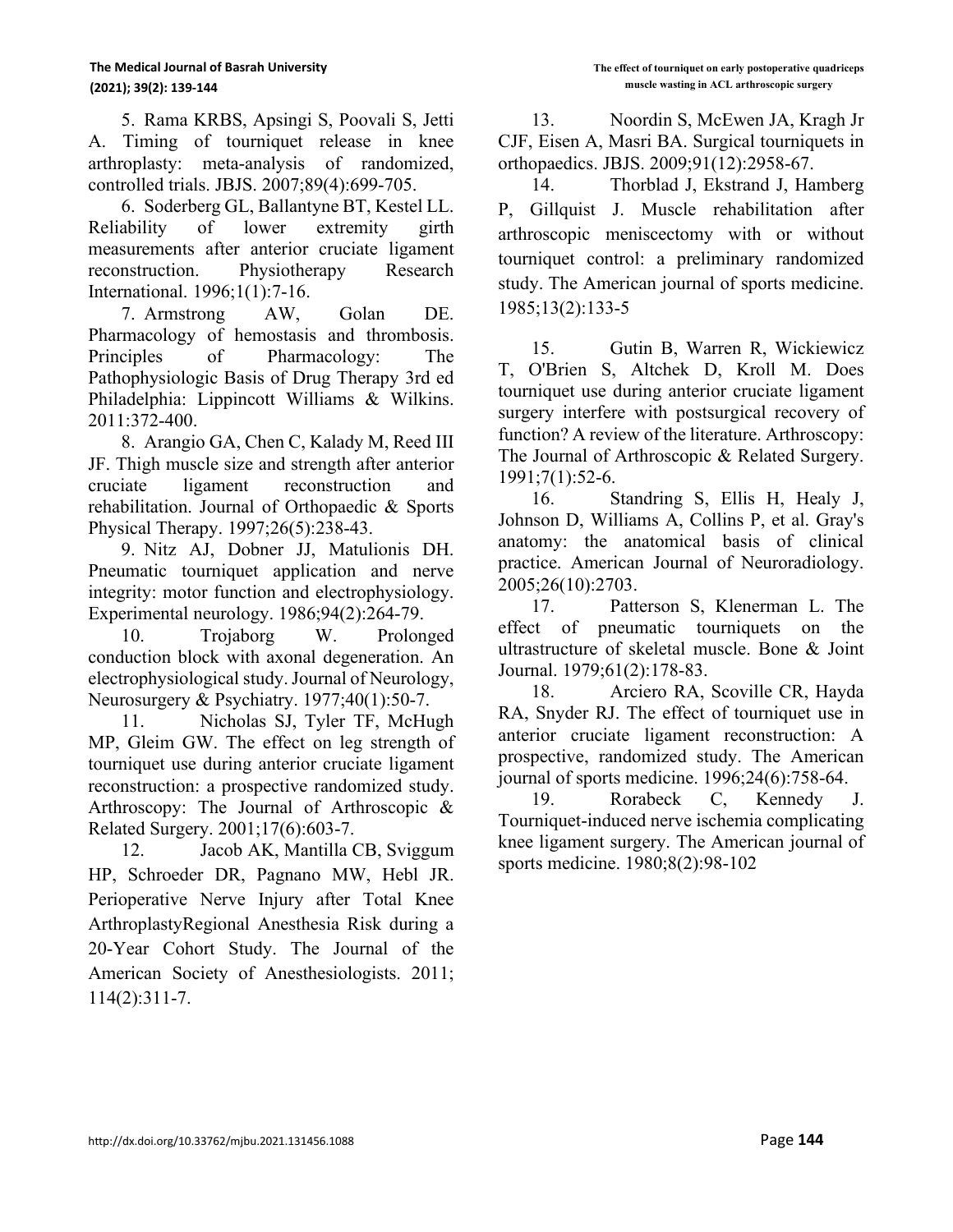5. Rama KRBS, Apsingi S, Poovali S, Jetti A. Timing of tourniquet release in knee arthroplasty: meta-analysis of randomized, controlled trials. JBJS. 2007;89(4):699-705.

6. Soderberg GL, Ballantyne BT, Kestel LL. Reliability of lower extremity girth measurements after anterior cruciate ligament reconstruction. Physiotherapy Research International. 1996;1(1):7-16.

7. Armstrong AW, Golan DE. Pharmacology of hemostasis and thrombosis. Principles of Pharmacology: The Pathophysiologic Basis of Drug Therapy 3rd ed Philadelphia: Lippincott Williams & Wilkins. 2011:372-400.

8. Arangio GA, Chen C, Kalady M, Reed III JF. Thigh muscle size and strength after anterior cruciate ligament reconstruction and rehabilitation. Journal of Orthopaedic & Sports Physical Therapy. 1997;26(5):238-43.

9. Nitz AJ, Dobner JJ, Matulionis DH. Pneumatic tourniquet application and nerve integrity: motor function and electrophysiology. Experimental neurology. 1986;94(2):264-79.

10. Trojaborg W. Prolonged conduction block with axonal degeneration. An electrophysiological study. Journal of Neurology, Neurosurgery & Psychiatry. 1977;40(1):50-7.

11. Nicholas SJ, Tyler TF, McHugh MP, Gleim GW. The effect on leg strength of tourniquet use during anterior cruciate ligament reconstruction: a prospective randomized study. Arthroscopy: The Journal of Arthroscopic & Related Surgery. 2001;17(6):603-7.

12. Jacob AK, Mantilla CB, Sviggum HP, Schroeder DR, Pagnano MW, Hebl JR. Perioperative Nerve Injury after Total Knee ArthroplastyRegional Anesthesia Risk during a 20-Year Cohort Study. The Journal of the American Society of Anesthesiologists. 2011; 114(2):311-7.

13. Noordin S, McEwen JA, Kragh Jr CJF, Eisen A, Masri BA. Surgical tourniquets in orthopaedics. JBJS. 2009;91(12):2958-67.

14. Thorblad J, Ekstrand J, Hamberg P, Gillquist J. Muscle rehabilitation after arthroscopic meniscectomy with or without tourniquet control: a preliminary randomized study. The American journal of sports medicine. 1985;13(2):133-5

15. Gutin B, Warren R, Wickiewicz T, O'Brien S, Altchek D, Kroll M. Does tourniquet use during anterior cruciate ligament surgery interfere with postsurgical recovery of function? A review of the literature. Arthroscopy: The Journal of Arthroscopic & Related Surgery. 1991;7(1):52-6.

16. Standring S, Ellis H, Healy J, Johnson D, Williams A, Collins P, et al. Gray's anatomy: the anatomical basis of clinical practice. American Journal of Neuroradiology. 2005;26(10):2703.

17. Patterson S, Klenerman L. The effect of pneumatic tourniquets on the ultrastructure of skeletal muscle. Bone & Joint Journal. 1979;61(2):178-83.

18. Arciero RA, Scoville CR, Hayda RA, Snyder RJ. The effect of tourniquet use in anterior cruciate ligament reconstruction: A prospective, randomized study. The American journal of sports medicine. 1996;24(6):758-64.

19. Rorabeck C, Kennedy J. Tourniquet-induced nerve ischemia complicating knee ligament surgery. The American journal of sports medicine. 1980;8(2):98-102